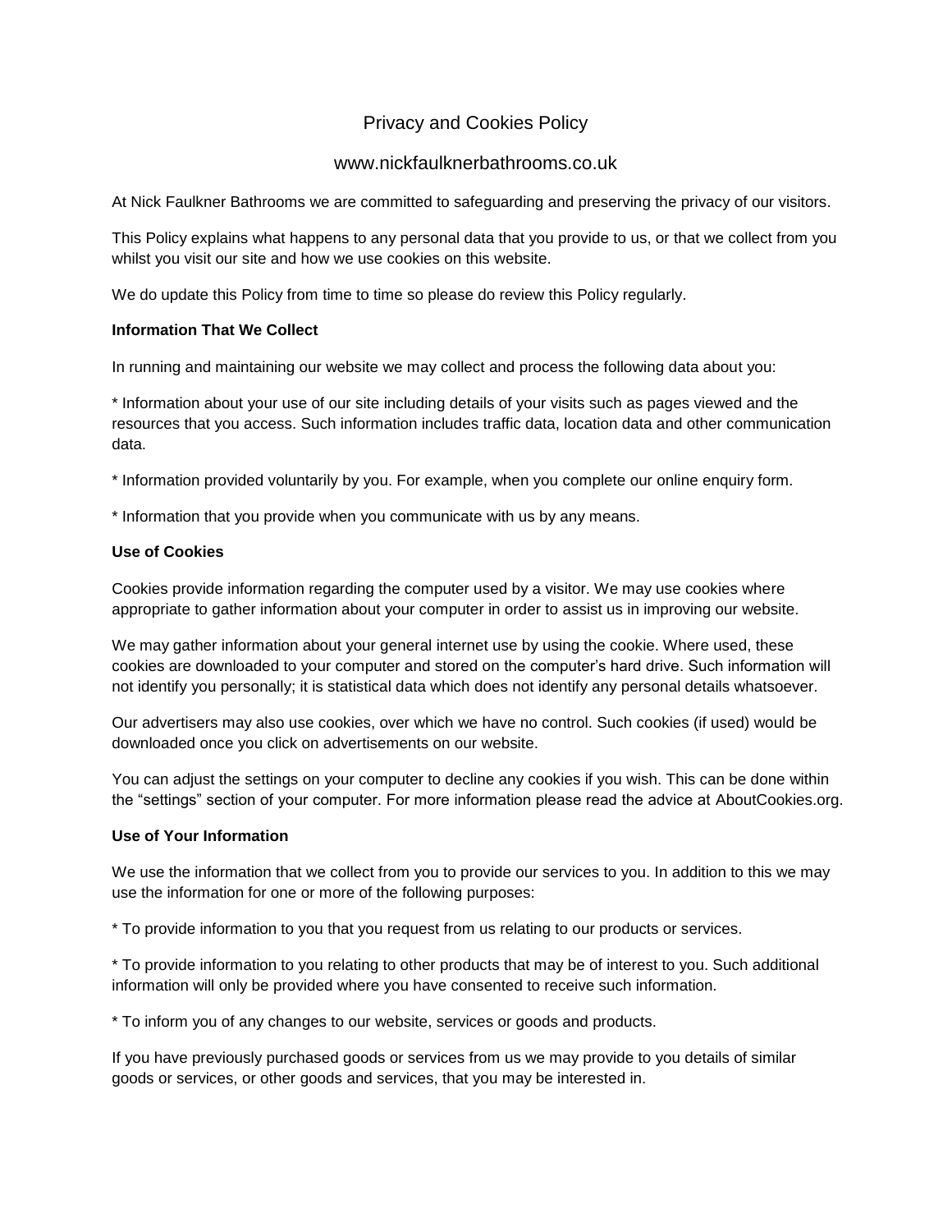# Privacy and Cookies Policy

## www.nickfaulknerbathrooms.co.uk

At Nick Faulkner Bathrooms we are committed to safeguarding and preserving the privacy of our visitors.

This Policy explains what happens to any personal data that you provide to us, or that we collect from you whilst you visit our site and how we use cookies on this website.

We do update this Policy from time to time so please do review this Policy regularly.

**Information That We Collect**

In running and maintaining our website we may collect and process the following data about you:

* Information about your use of our site including details of your visits such as pages viewed and the resources that you access. Such information includes traffic data, location data and other communication data.

* Information provided voluntarily by you. For example, when you complete our online enquiry form.

* Information that you provide when you communicate with us by any means.

**Use of Cookies**

Cookies provide information regarding the computer used by a visitor. We may use cookies where appropriate to gather information about your computer in order to assist us in improving our website.

We may gather information about your general internet use by using the cookie. Where used, these cookies are downloaded to your computer and stored on the computer's hard drive. Such information will not identify you personally; it is statistical data which does not identify any personal details whatsoever.

Our advertisers may also use cookies, over which we have no control. Such cookies (if used) would be downloaded once you click on advertisements on our website.

You can adjust the settings on your computer to decline any cookies if you wish. This can be done within the "settings" section of your computer. For more information please read the advice at AboutCookies.org.

**Use of Your Information**

We use the information that we collect from you to provide our services to you. In addition to this we may use the information for one or more of the following purposes:

* To provide information to you that you request from us relating to our products or services.

* To provide information to you relating to other products that may be of interest to you. Such additional information will only be provided where you have consented to receive such information.

* To inform you of any changes to our website, services or goods and products.

If you have previously purchased goods or services from us we may provide to you details of similar goods or services, or other goods and services, that you may be interested in.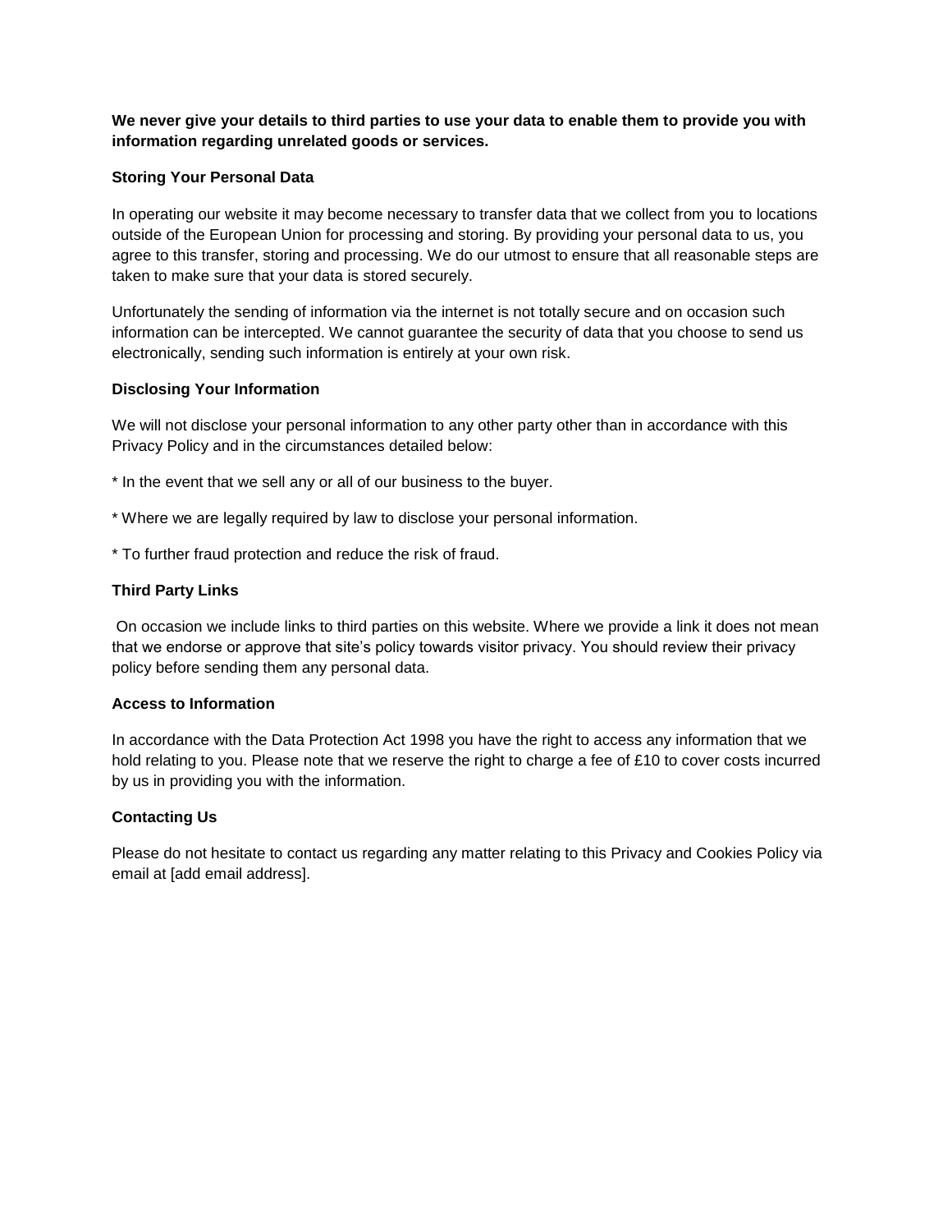**We never give your details to third parties to use your data to enable them to provide you with information regarding unrelated goods or services.**

**Storing Your Personal Data**

In operating our website it may become necessary to transfer data that we collect from you to locations outside of the European Union for processing and storing. By providing your personal data to us, you agree to this transfer, storing and processing. We do our utmost to ensure that all reasonable steps are taken to make sure that your data is stored securely.

Unfortunately the sending of information via the internet is not totally secure and on occasion such information can be intercepted. We cannot guarantee the security of data that you choose to send us electronically, sending such information is entirely at your own risk.

**Disclosing Your Information**

We will not disclose your personal information to any other party other than in accordance with this Privacy Policy and in the circumstances detailed below:

* In the event that we sell any or all of our business to the buyer.

* Where we are legally required by law to disclose your personal information.

* To further fraud protection and reduce the risk of fraud.

**Third Party Links**

On occasion we include links to third parties on this website. Where we provide a link it does not mean that we endorse or approve that site's policy towards visitor privacy. You should review their privacy policy before sending them any personal data.

**Access to Information**

In accordance with the Data Protection Act 1998 you have the right to access any information that we hold relating to you. Please note that we reserve the right to charge a fee of £10 to cover costs incurred by us in providing you with the information.

**Contacting Us**

Please do not hesitate to contact us regarding any matter relating to this Privacy and Cookies Policy via email at [add email address].